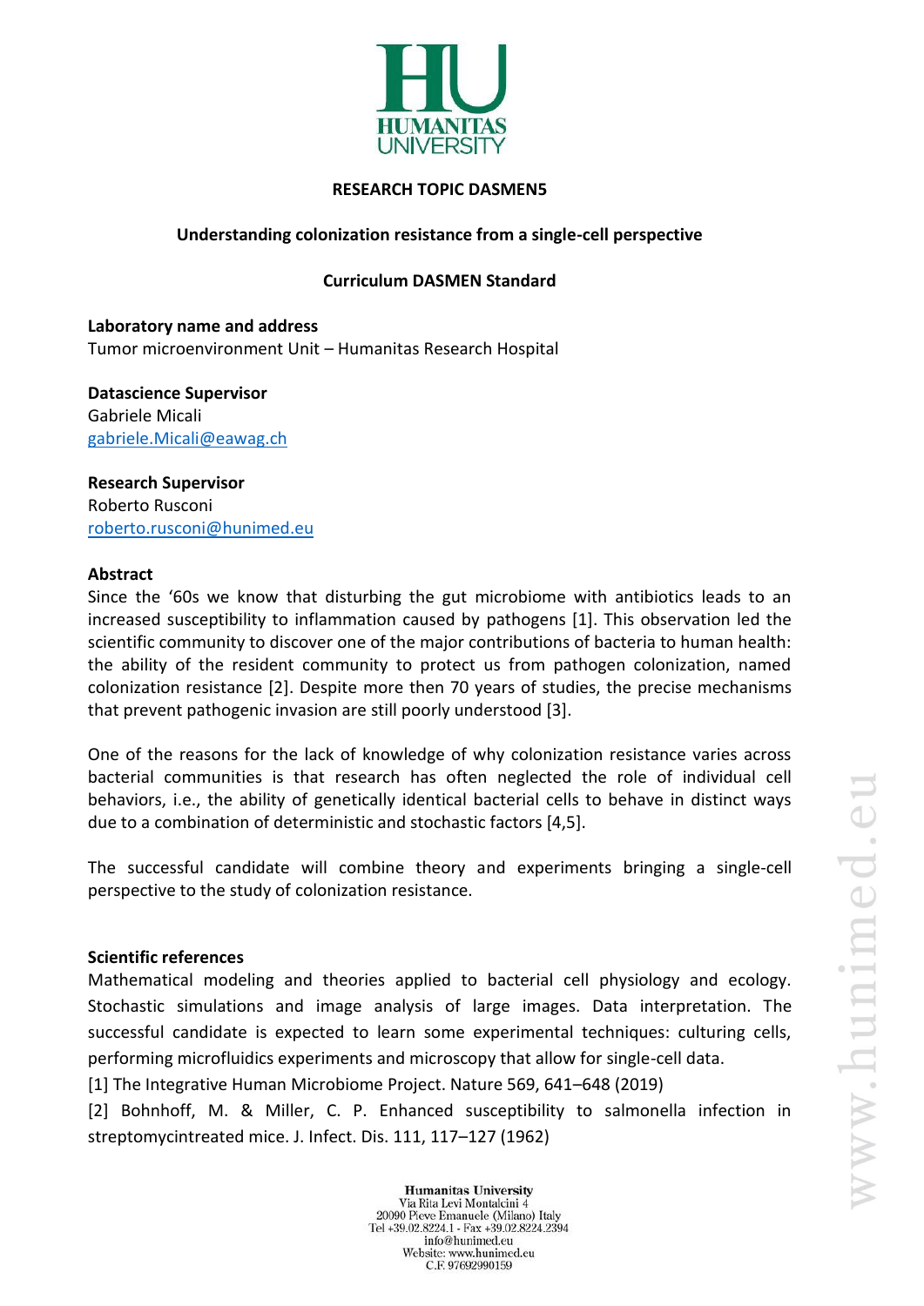**RESEARCH TOPIC DASMEN5**

**Understanding colonization resistance from a single-cell perspective**

**Curriculum DASMEN Standard**

**Laboratory name and address**
Tumor microenvironment Unit – Humanitas Research Hospital

**Datascience Supervisor**
Gabriele Micali
gabriele.Micali@eawag.ch

**Research Supervisor**
Roberto Rusconi
roberto.rusconi@hunimed.eu

**Abstract**

Since the '60s we know that disturbing the gut microbiome with antibiotics leads to an increased susceptibility to inflammation caused by pathogens [1]. This observation led the scientific community to discover one of the major contributions of bacteria to human health: the ability of the resident community to protect us from pathogen colonization, named colonization resistance [2]. Despite more then 70 years of studies, the precise mechanisms that prevent pathogenic invasion are still poorly understood [3].

One of the reasons for the lack of knowledge of why colonization resistance varies across bacterial communities is that research has often neglected the role of individual cell behaviors, i.e., the ability of genetically identical bacterial cells to behave in distinct ways due to a combination of deterministic and stochastic factors [4,5].

The successful candidate will combine theory and experiments bringing a single-cell perspective to the study of colonization resistance.

**Scientific references**

Mathematical modeling and theories applied to bacterial cell physiology and ecology. Stochastic simulations and image analysis of large images. Data interpretation. The successful candidate is expected to learn some experimental techniques: culturing cells, performing microfluidics experiments and microscopy that allow for single-cell data.

[1] The Integrative Human Microbiome Project. Nature 569, 641–648 (2019)

[2] Bohnhoff, M. & Miller, C. P. Enhanced susceptibility to salmonella infection in streptomycintreated mice. J. Infect. Dis. 111, 117–127 (1962)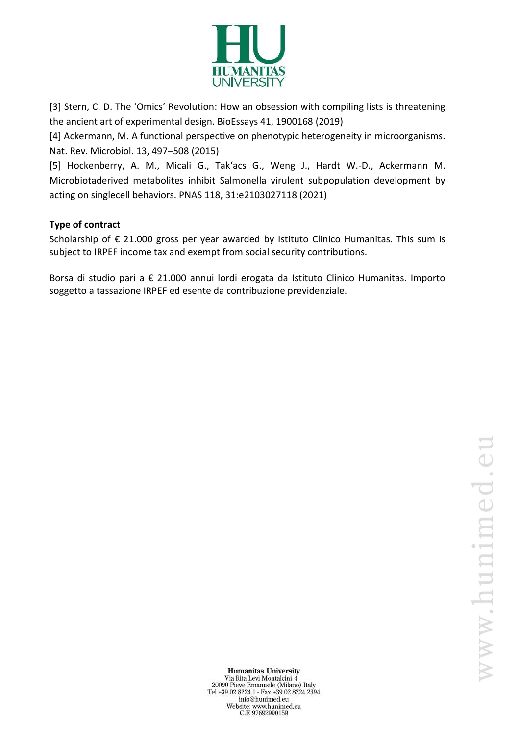[3] Stern, C. D. The 'Omics' Revolution: How an obsession with compiling lists is threatening the ancient art of experimental design. BioEssays 41, 1900168 (2019)

[4] Ackermann, M. A functional perspective on phenotypic heterogeneity in microorganisms. Nat. Rev. Microbiol. 13, 497–508 (2015)

[5] Hockenberry, A. M., Micali G., Tak'acs G., Weng J., Hardt W.-D., Ackermann M. Microbiotaderived metabolites inhibit Salmonella virulent subpopulation development by acting on singlecell behaviors. PNAS 118, 31:e2103027118 (2021)

**Type of contract**

Scholarship of € 21.000 gross per year awarded by Istituto Clinico Humanitas. This sum is subject to IRPEF income tax and exempt from social security contributions.

Borsa di studio pari a € 21.000 annui lordi erogata da Istituto Clinico Humanitas. Importo soggetto a tassazione IRPEF ed esente da contribuzione previdenziale.